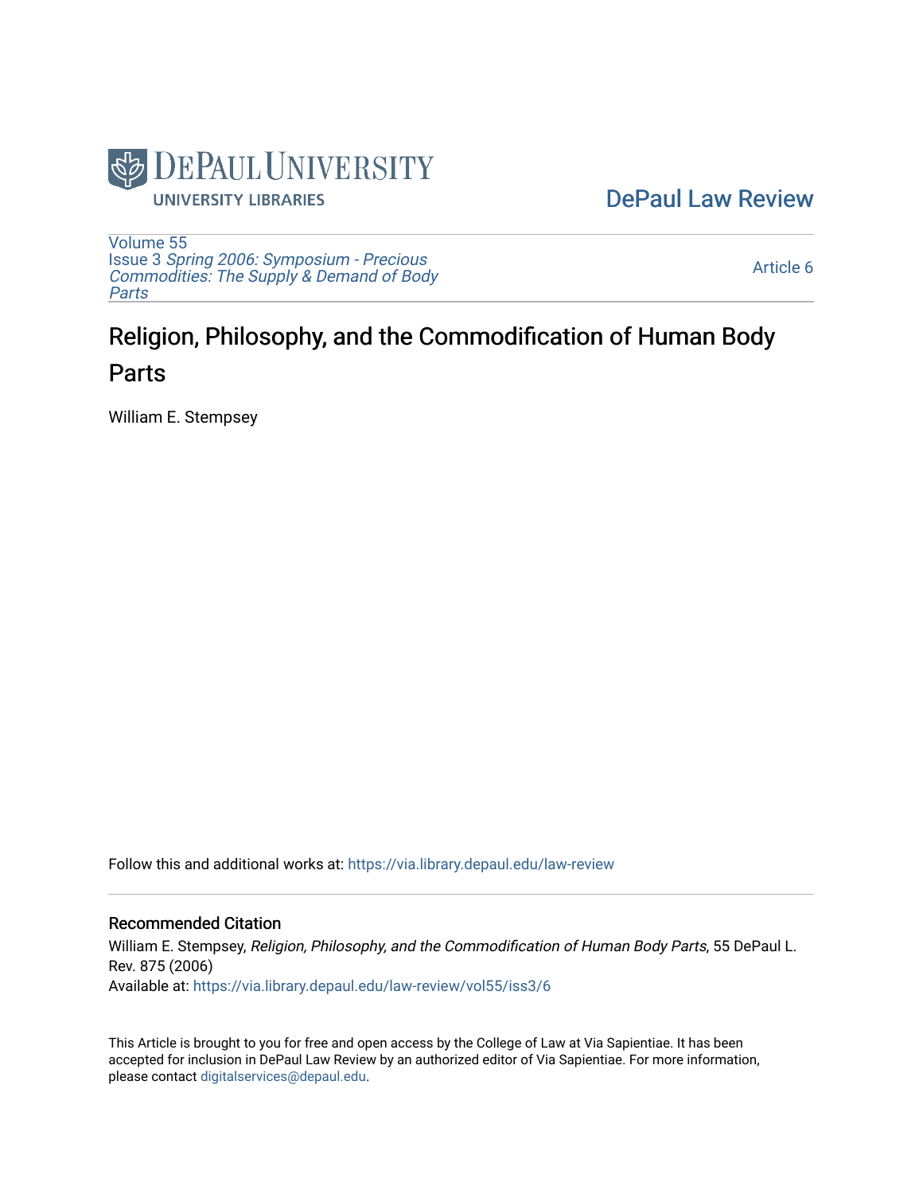DePaul University
UNIVERSITY LIBRARIES

DePaul Law Review

Volume 55
Issue 3 *Spring 2006: Symposium - Precious Commodities: The Supply & Demand of Body Parts*

Article 6

# Religion, Philosophy, and the Commodification of Human Body Parts

William E. Stempsey

Follow this and additional works at: https://via.library.depaul.edu/law-review

## Recommended Citation

William E. Stempsey, *Religion, Philosophy, and the Commodification of Human Body Parts*, 55 DePaul L. Rev. 875 (2006)
Available at: https://via.library.depaul.edu/law-review/vol55/iss3/6

This Article is brought to you for free and open access by the College of Law at Via Sapientiae. It has been accepted for inclusion in DePaul Law Review by an authorized editor of Via Sapientiae. For more information, please contact digitalservices@depaul.edu.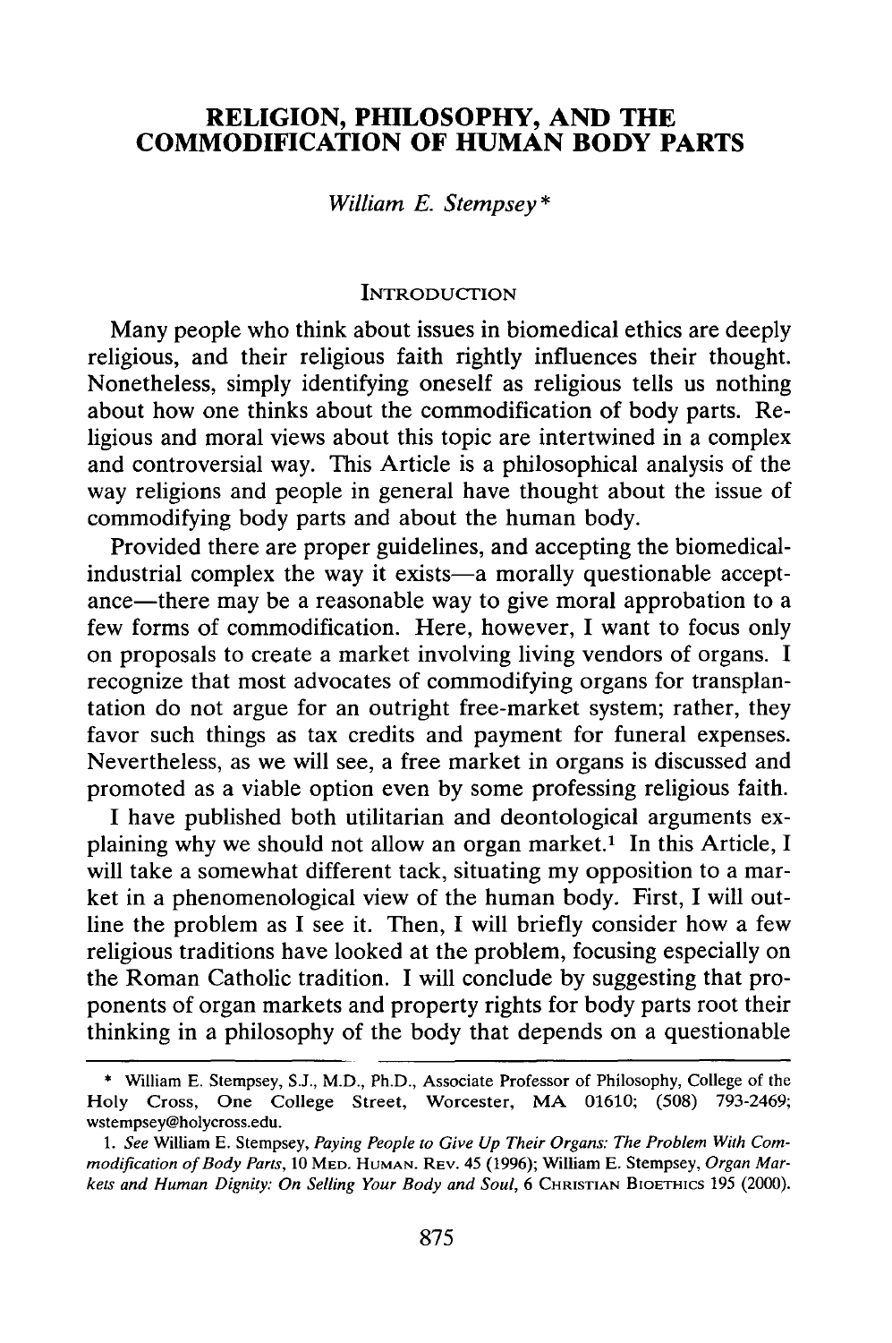# RELIGION, PHILOSOPHY, AND THE COMMODIFICATION OF HUMAN BODY PARTS

*William E. Stempsey*\*

## INTRODUCTION

Many people who think about issues in biomedical ethics are deeply religious, and their religious faith rightly influences their thought. Nonetheless, simply identifying oneself as religious tells us nothing about how one thinks about the commodification of body parts. Religious and moral views about this topic are intertwined in a complex and controversial way. This Article is a philosophical analysis of the way religions and people in general have thought about the issue of commodifying body parts and about the human body.

Provided there are proper guidelines, and accepting the biomedical-industrial complex the way it exists—a morally questionable acceptance—there may be a reasonable way to give moral approbation to a few forms of commodification. Here, however, I want to focus only on proposals to create a market involving living vendors of organs. I recognize that most advocates of commodifying organs for transplantation do not argue for an outright free-market system; rather, they favor such things as tax credits and payment for funeral expenses. Nevertheless, as we will see, a free market in organs is discussed and promoted as a viable option even by some professing religious faith.

I have published both utilitarian and deontological arguments explaining why we should not allow an organ market.[1] In this Article, I will take a somewhat different tack, situating my opposition to a market in a phenomenological view of the human body. First, I will outline the problem as I see it. Then, I will briefly consider how a few religious traditions have looked at the problem, focusing especially on the Roman Catholic tradition. I will conclude by suggesting that proponents of organ markets and property rights for body parts root their thinking in a philosophy of the body that depends on a questionable

---

\* William E. Stempsey, S.J., M.D., Ph.D., Associate Professor of Philosophy, College of the Holy Cross, One College Street, Worcester, MA 01610; (508) 793-2469; wstempsey@holycross.edu.

1. *See* William E. Stempsey, *Paying People to Give Up Their Organs: The Problem With Commodification of Body Parts*, 10 MED. HUMAN. REV. 45 (1996); William E. Stempsey, *Organ Markets and Human Dignity: On Selling Your Body and Soul*, 6 CHRISTIAN BIOETHICS 195 (2000).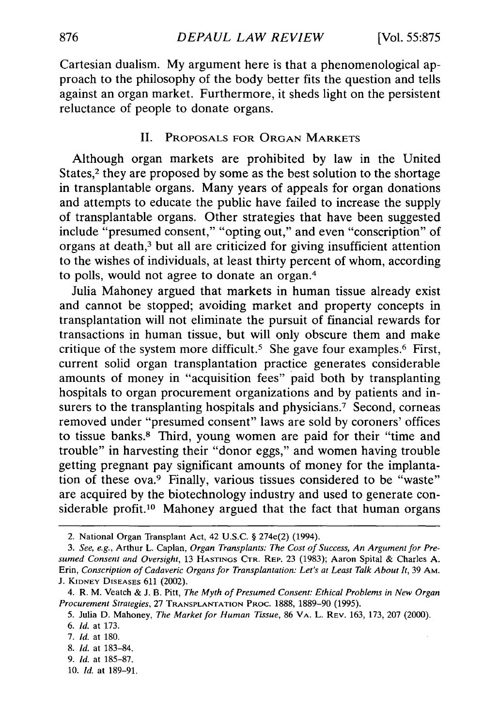Cartesian dualism. My argument here is that a phenomenological approach to the philosophy of the body better fits the question and tells against an organ market. Furthermore, it sheds light on the persistent reluctance of people to donate organs.

## II. Proposals for Organ Markets

Although organ markets are prohibited by law in the United States,[2] they are proposed by some as the best solution to the shortage in transplantable organs. Many years of appeals for organ donations and attempts to educate the public have failed to increase the supply of transplantable organs. Other strategies that have been suggested include "presumed consent," "opting out," and even "conscription" of organs at death,[3] but all are criticized for giving insufficient attention to the wishes of individuals, at least thirty percent of whom, according to polls, would not agree to donate an organ.[4]

Julia Mahoney argued that markets in human tissue already exist and cannot be stopped; avoiding market and property concepts in transplantation will not eliminate the pursuit of financial rewards for transactions in human tissue, but will only obscure them and make critique of the system more difficult.[5] She gave four examples.[6] First, current solid organ transplantation practice generates considerable amounts of money in "acquisition fees" paid both by transplanting hospitals to organ procurement organizations and by patients and insurers to the transplanting hospitals and physicians.[7] Second, corneas removed under "presumed consent" laws are sold by coroners' offices to tissue banks.[8] Third, young women are paid for their "time and trouble" in harvesting their "donor eggs," and women having trouble getting pregnant pay significant amounts of money for the implantation of these ova.[9] Finally, various tissues considered to be "waste" are acquired by the biotechnology industry and used to generate considerable profit.[10] Mahoney argued that the fact that human organs

---

2. National Organ Transplant Act, 42 U.S.C. § 274e(2) (1994).

3. *See, e.g.*, Arthur L. Caplan, *Organ Transplants: The Cost of Success, An Argument for Presumed Consent and Oversight*, 13 Hastings Ctr. Rep. 23 (1983); Aaron Spital & Charles A. Erin, *Conscription of Cadaveric Organs for Transplantation: Let's at Least Talk About It*, 39 Am. J. Kidney Diseases 611 (2002).

4. R. M. Veatch & J. B. Pitt, *The Myth of Presumed Consent: Ethical Problems in New Organ Procurement Strategies*, 27 Transplantation Proc. 1888, 1889–90 (1995).

5. Julia D. Mahoney, *The Market for Human Tissue*, 86 Va. L. Rev. 163, 173, 207 (2000).

6. *Id.* at 173.

7. *Id.* at 180.

8. *Id.* at 183–84.

9. *Id.* at 185–87.

10. *Id.* at 189–91.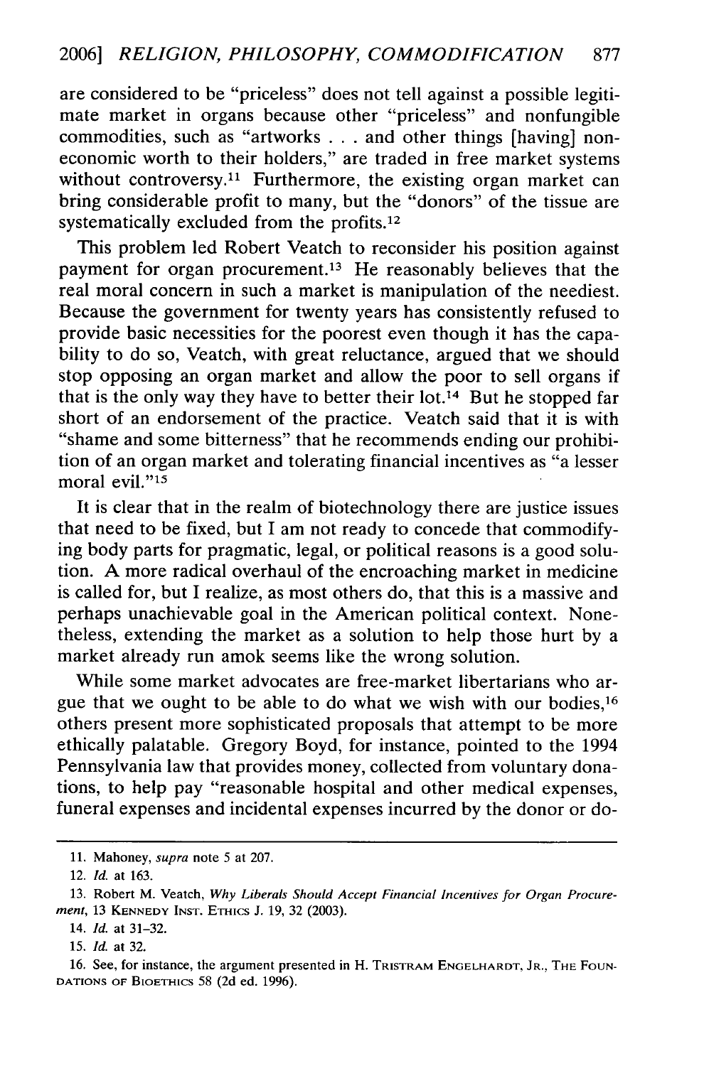are considered to be "priceless" does not tell against a possible legitimate market in organs because other "priceless" and nonfungible commodities, such as "artworks . . . and other things [having] noneconomic worth to their holders," are traded in free market systems without controversy.[11] Furthermore, the existing organ market can bring considerable profit to many, but the "donors" of the tissue are systematically excluded from the profits.[12]

This problem led Robert Veatch to reconsider his position against payment for organ procurement.[13] He reasonably believes that the real moral concern in such a market is manipulation of the neediest. Because the government for twenty years has consistently refused to provide basic necessities for the poorest even though it has the capability to do so, Veatch, with great reluctance, argued that we should stop opposing an organ market and allow the poor to sell organs if that is the only way they have to better their lot.[14] But he stopped far short of an endorsement of the practice. Veatch said that it is with "shame and some bitterness" that he recommends ending our prohibition of an organ market and tolerating financial incentives as "a lesser moral evil."[15]

It is clear that in the realm of biotechnology there are justice issues that need to be fixed, but I am not ready to concede that commodifying body parts for pragmatic, legal, or political reasons is a good solution. A more radical overhaul of the encroaching market in medicine is called for, but I realize, as most others do, that this is a massive and perhaps unachievable goal in the American political context. Nonetheless, extending the market as a solution to help those hurt by a market already run amok seems like the wrong solution.

While some market advocates are free-market libertarians who argue that we ought to be able to do what we wish with our bodies,[16] others present more sophisticated proposals that attempt to be more ethically palatable. Gregory Boyd, for instance, pointed to the 1994 Pennsylvania law that provides money, collected from voluntary donations, to help pay "reasonable hospital and other medical expenses, funeral expenses and incidental expenses incurred by the donor or do-

---

11. Mahoney, *supra* note 5 at 207.

12. *Id.* at 163.

13. Robert M. Veatch, *Why Liberals Should Accept Financial Incentives for Organ Procurement*, 13 KENNEDY INST. ETHICS J. 19, 32 (2003).

14. *Id.* at 31–32.

15. *Id.* at 32.

16. See, for instance, the argument presented in H. TRISTRAM ENGELHARDT, JR., THE FOUNDATIONS OF BIOETHICS 58 (2d ed. 1996).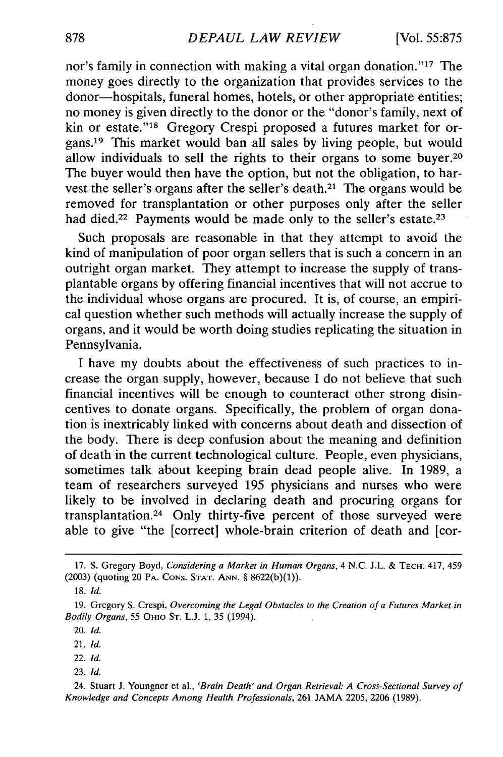nor's family in connection with making a vital organ donation."[17] The money goes directly to the organization that provides services to the donor—hospitals, funeral homes, hotels, or other appropriate entities; no money is given directly to the donor or the "donor's family, next of kin or estate."[18] Gregory Crespi proposed a futures market for organs.[19] This market would ban all sales by living people, but would allow individuals to sell the rights to their organs to some buyer.[20] The buyer would then have the option, but not the obligation, to harvest the seller's organs after the seller's death.[21] The organs would be removed for transplantation or other purposes only after the seller had died.[22] Payments would be made only to the seller's estate.[23]

Such proposals are reasonable in that they attempt to avoid the kind of manipulation of poor organ sellers that is such a concern in an outright organ market. They attempt to increase the supply of transplantable organs by offering financial incentives that will not accrue to the individual whose organs are procured. It is, of course, an empirical question whether such methods will actually increase the supply of organs, and it would be worth doing studies replicating the situation in Pennsylvania.

I have my doubts about the effectiveness of such practices to increase the organ supply, however, because I do not believe that such financial incentives will be enough to counteract other strong disincentives to donate organs. Specifically, the problem of organ donation is inextricably linked with concerns about death and dissection of the body. There is deep confusion about the meaning and definition of death in the current technological culture. People, even physicians, sometimes talk about keeping brain dead people alive. In 1989, a team of researchers surveyed 195 physicians and nurses who were likely to be involved in declaring death and procuring organs for transplantation.[24] Only thirty-five percent of those surveyed were able to give "the [correct] whole-brain criterion of death and [cor-

---

17. S. Gregory Boyd, *Considering a Market in Human Organs*, 4 N.C. J.L. & TECH. 417, 459 (2003) (quoting 20 PA. CONS. STAT. ANN. § 8622(b)(1)).

18. *Id.*

19. Gregory S. Crespi, *Overcoming the Legal Obstacles to the Creation of a Futures Market in Bodily Organs*, 55 OHIO ST. L.J. 1, 35 (1994).

20. *Id.*

21. *Id.*

22. *Id.*

23. *Id.*

24. Stuart J. Youngner et al., *'Brain Death' and Organ Retrieval: A Cross-Sectional Survey of Knowledge and Concepts Among Health Professionals*, 261 JAMA 2205, 2206 (1989).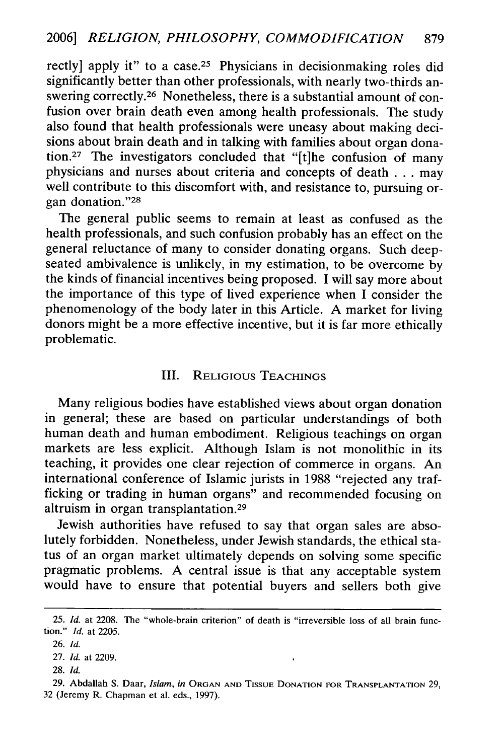rectly] apply it" to a case.[25] Physicians in decisionmaking roles did significantly better than other professionals, with nearly two-thirds answering correctly.[26] Nonetheless, there is a substantial amount of confusion over brain death even among health professionals. The study also found that health professionals were uneasy about making decisions about brain death and in talking with families about organ donation.[27] The investigators concluded that "[t]he confusion of many physicians and nurses about criteria and concepts of death . . . may well contribute to this discomfort with, and resistance to, pursuing organ donation."[28]

The general public seems to remain at least as confused as the health professionals, and such confusion probably has an effect on the general reluctance of many to consider donating organs. Such deep-seated ambivalence is unlikely, in my estimation, to be overcome by the kinds of financial incentives being proposed. I will say more about the importance of this type of lived experience when I consider the phenomenology of the body later in this Article. A market for living donors might be a more effective incentive, but it is far more ethically problematic.

## III. Religious Teachings

Many religious bodies have established views about organ donation in general; these are based on particular understandings of both human death and human embodiment. Religious teachings on organ markets are less explicit. Although Islam is not monolithic in its teaching, it provides one clear rejection of commerce in organs. An international conference of Islamic jurists in 1988 "rejected any trafficking or trading in human organs" and recommended focusing on altruism in organ transplantation.[29]

Jewish authorities have refused to say that organ sales are absolutely forbidden. Nonetheless, under Jewish standards, the ethical status of an organ market ultimately depends on solving some specific pragmatic problems. A central issue is that any acceptable system would have to ensure that potential buyers and sellers both give

---

25. *Id.* at 2208. The "whole-brain criterion" of death is "irreversible loss of all brain function." *Id.* at 2205.

26. *Id.*

27. *Id.* at 2209.

28. *Id.*

29. Abdallah S. Daar, *Islam*, *in* Organ and Tissue Donation for Transplantation 29, 32 (Jeremy R. Chapman et al. eds., 1997).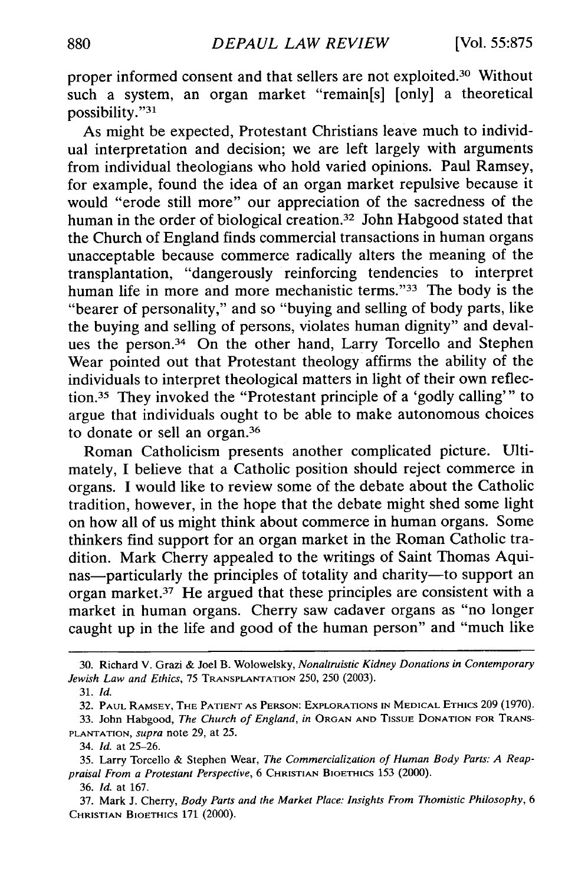proper informed consent and that sellers are not exploited.[30] Without such a system, an organ market "remain[s] [only] a theoretical possibility."[31]

As might be expected, Protestant Christians leave much to individual interpretation and decision; we are left largely with arguments from individual theologians who hold varied opinions. Paul Ramsey, for example, found the idea of an organ market repulsive because it would "erode still more" our appreciation of the sacredness of the human in the order of biological creation.[32] John Habgood stated that the Church of England finds commercial transactions in human organs unacceptable because commerce radically alters the meaning of the transplantation, "dangerously reinforcing tendencies to interpret human life in more and more mechanistic terms."[33] The body is the "bearer of personality," and so "buying and selling of body parts, like the buying and selling of persons, violates human dignity" and devalues the person.[34] On the other hand, Larry Torcello and Stephen Wear pointed out that Protestant theology affirms the ability of the individuals to interpret theological matters in light of their own reflection.[35] They invoked the "Protestant principle of a 'godly calling'" to argue that individuals ought to be able to make autonomous choices to donate or sell an organ.[36]

Roman Catholicism presents another complicated picture. Ultimately, I believe that a Catholic position should reject commerce in organs. I would like to review some of the debate about the Catholic tradition, however, in the hope that the debate might shed some light on how all of us might think about commerce in human organs. Some thinkers find support for an organ market in the Roman Catholic tradition. Mark Cherry appealed to the writings of Saint Thomas Aquinas—particularly the principles of totality and charity—to support an organ market.[37] He argued that these principles are consistent with a market in human organs. Cherry saw cadaver organs as "no longer caught up in the life and good of the human person" and "much like

---

30. Richard V. Grazi & Joel B. Wolowelsky, *Nonaltruistic Kidney Donations in Contemporary Jewish Law and Ethics*, 75 TRANSPLANTATION 250, 250 (2003).

31. *Id.*

32. PAUL RAMSEY, THE PATIENT AS PERSON: EXPLORATIONS IN MEDICAL ETHICS 209 (1970).

33. John Habgood, *The Church of England*, *in* ORGAN AND TISSUE DONATION FOR TRANSPLANTATION, *supra* note 29, at 25.

34. *Id.* at 25–26.

35. Larry Torcello & Stephen Wear, *The Commercialization of Human Body Parts: A Reappraisal From a Protestant Perspective*, 6 CHRISTIAN BIOETHICS 153 (2000).

36. *Id.* at 167.

37. Mark J. Cherry, *Body Parts and the Market Place: Insights From Thomistic Philosophy*, 6 CHRISTIAN BIOETHICS 171 (2000).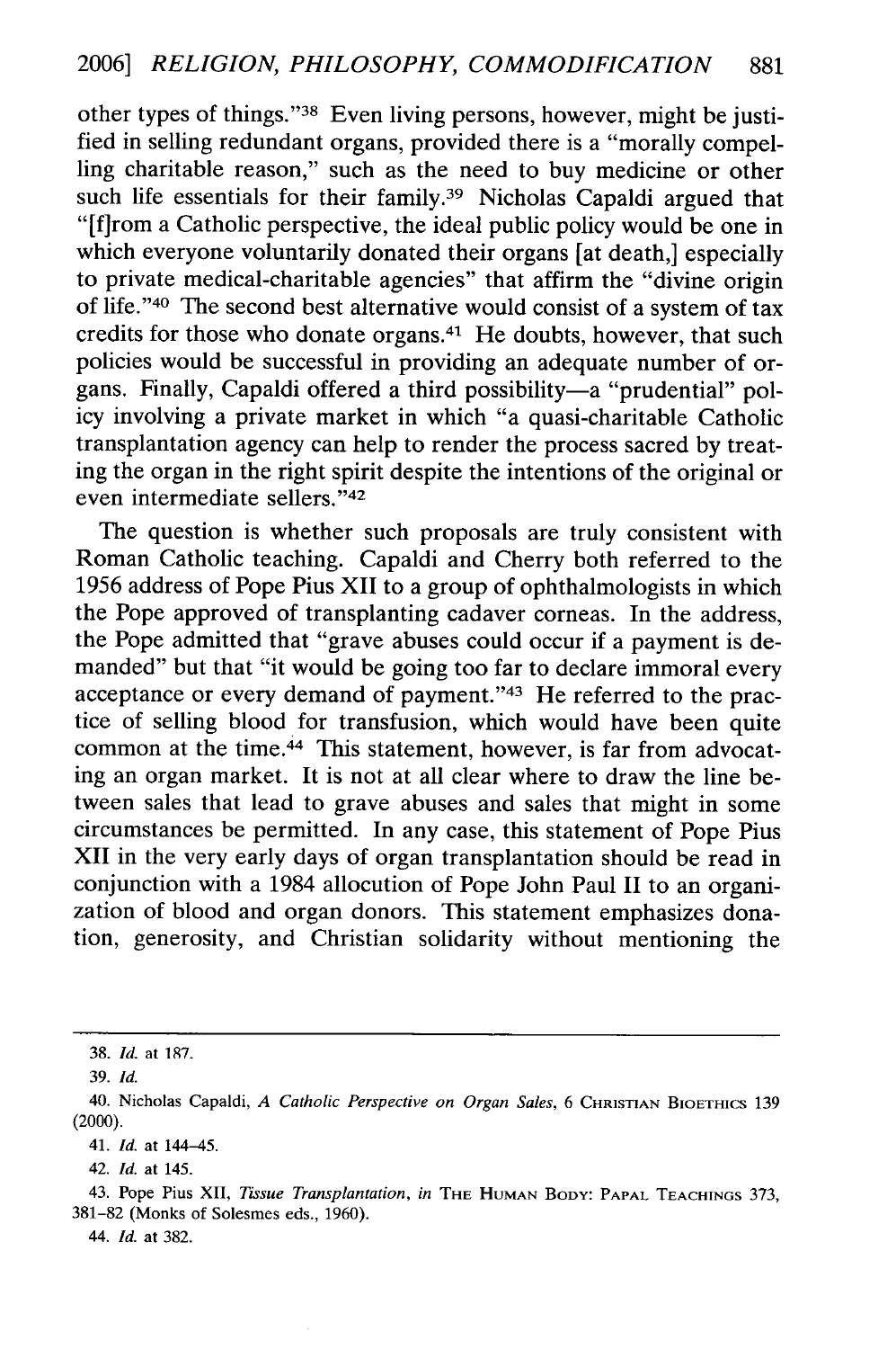other types of things."[38] Even living persons, however, might be justified in selling redundant organs, provided there is a "morally compelling charitable reason," such as the need to buy medicine or other such life essentials for their family.[39] Nicholas Capaldi argued that "[f]rom a Catholic perspective, the ideal public policy would be one in which everyone voluntarily donated their organs [at death,] especially to private medical-charitable agencies" that affirm the "divine origin of life."[40] The second best alternative would consist of a system of tax credits for those who donate organs.[41] He doubts, however, that such policies would be successful in providing an adequate number of organs. Finally, Capaldi offered a third possibility—a "prudential" policy involving a private market in which "a quasi-charitable Catholic transplantation agency can help to render the process sacred by treating the organ in the right spirit despite the intentions of the original or even intermediate sellers."[42]

The question is whether such proposals are truly consistent with Roman Catholic teaching. Capaldi and Cherry both referred to the 1956 address of Pope Pius XII to a group of ophthalmologists in which the Pope approved of transplanting cadaver corneas. In the address, the Pope admitted that "grave abuses could occur if a payment is demanded" but that "it would be going too far to declare immoral every acceptance or every demand of payment."[43] He referred to the practice of selling blood for transfusion, which would have been quite common at the time.[44] This statement, however, is far from advocating an organ market. It is not at all clear where to draw the line between sales that lead to grave abuses and sales that might in some circumstances be permitted. In any case, this statement of Pope Pius XII in the very early days of organ transplantation should be read in conjunction with a 1984 allocution of Pope John Paul II to an organization of blood and organ donors. This statement emphasizes donation, generosity, and Christian solidarity without mentioning the

---

38. *Id.* at 187.

39. *Id.*

40. Nicholas Capaldi, *A Catholic Perspective on Organ Sales*, 6 CHRISTIAN BIOETHICS 139 (2000).

41. *Id.* at 144–45.

42. *Id.* at 145.

43. Pope Pius XII, *Tissue Transplantation*, *in* THE HUMAN BODY: PAPAL TEACHINGS 373, 381–82 (Monks of Solesmes eds., 1960).

44. *Id.* at 382.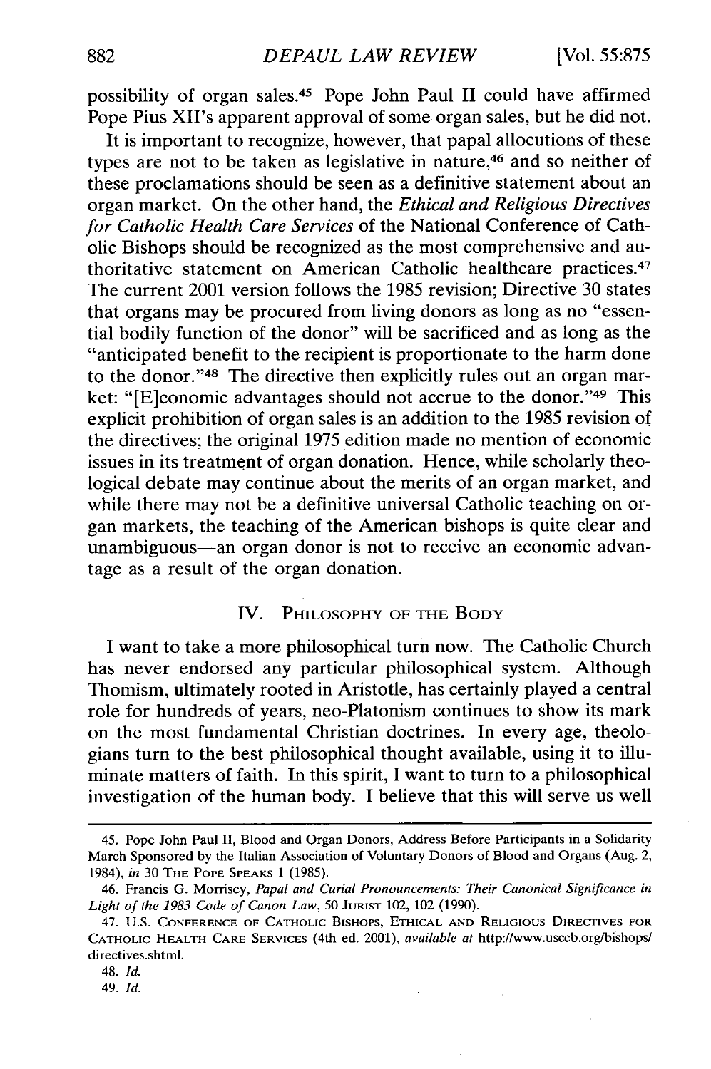possibility of organ sales.[45] Pope John Paul II could have affirmed Pope Pius XII's apparent approval of some organ sales, but he did not.

It is important to recognize, however, that papal allocutions of these types are not to be taken as legislative in nature,[46] and so neither of these proclamations should be seen as a definitive statement about an organ market. On the other hand, the *Ethical and Religious Directives for Catholic Health Care Services* of the National Conference of Catholic Bishops should be recognized as the most comprehensive and authoritative statement on American Catholic healthcare practices.[47] The current 2001 version follows the 1985 revision; Directive 30 states that organs may be procured from living donors as long as no "essential bodily function of the donor" will be sacrificed and as long as the "anticipated benefit to the recipient is proportionate to the harm done to the donor."[48] The directive then explicitly rules out an organ market: "[E]conomic advantages should not accrue to the donor."[49] This explicit prohibition of organ sales is an addition to the 1985 revision of the directives; the original 1975 edition made no mention of economic issues in its treatment of organ donation. Hence, while scholarly theological debate may continue about the merits of an organ market, and while there may not be a definitive universal Catholic teaching on organ markets, the teaching of the American bishops is quite clear and unambiguous—an organ donor is not to receive an economic advantage as a result of the organ donation.

## IV. Philosophy of the Body

I want to take a more philosophical turn now. The Catholic Church has never endorsed any particular philosophical system. Although Thomism, ultimately rooted in Aristotle, has certainly played a central role for hundreds of years, neo-Platonism continues to show its mark on the most fundamental Christian doctrines. In every age, theologians turn to the best philosophical thought available, using it to illuminate matters of faith. In this spirit, I want to turn to a philosophical investigation of the human body. I believe that this will serve us well

---

45. Pope John Paul II, Blood and Organ Donors, Address Before Participants in a Solidarity March Sponsored by the Italian Association of Voluntary Donors of Blood and Organs (Aug. 2, 1984), *in* 30 The Pope Speaks 1 (1985).

46. Francis G. Morrisey, *Papal and Curial Pronouncements: Their Canonical Significance in Light of the 1983 Code of Canon Law*, 50 Jurist 102, 102 (1990).

47. U.S. Conference of Catholic Bishops, Ethical and Religious Directives for Catholic Health Care Services (4th ed. 2001), *available at* http://www.usccb.org/bishops/directives.shtml.

48. *Id.*

49. *Id.*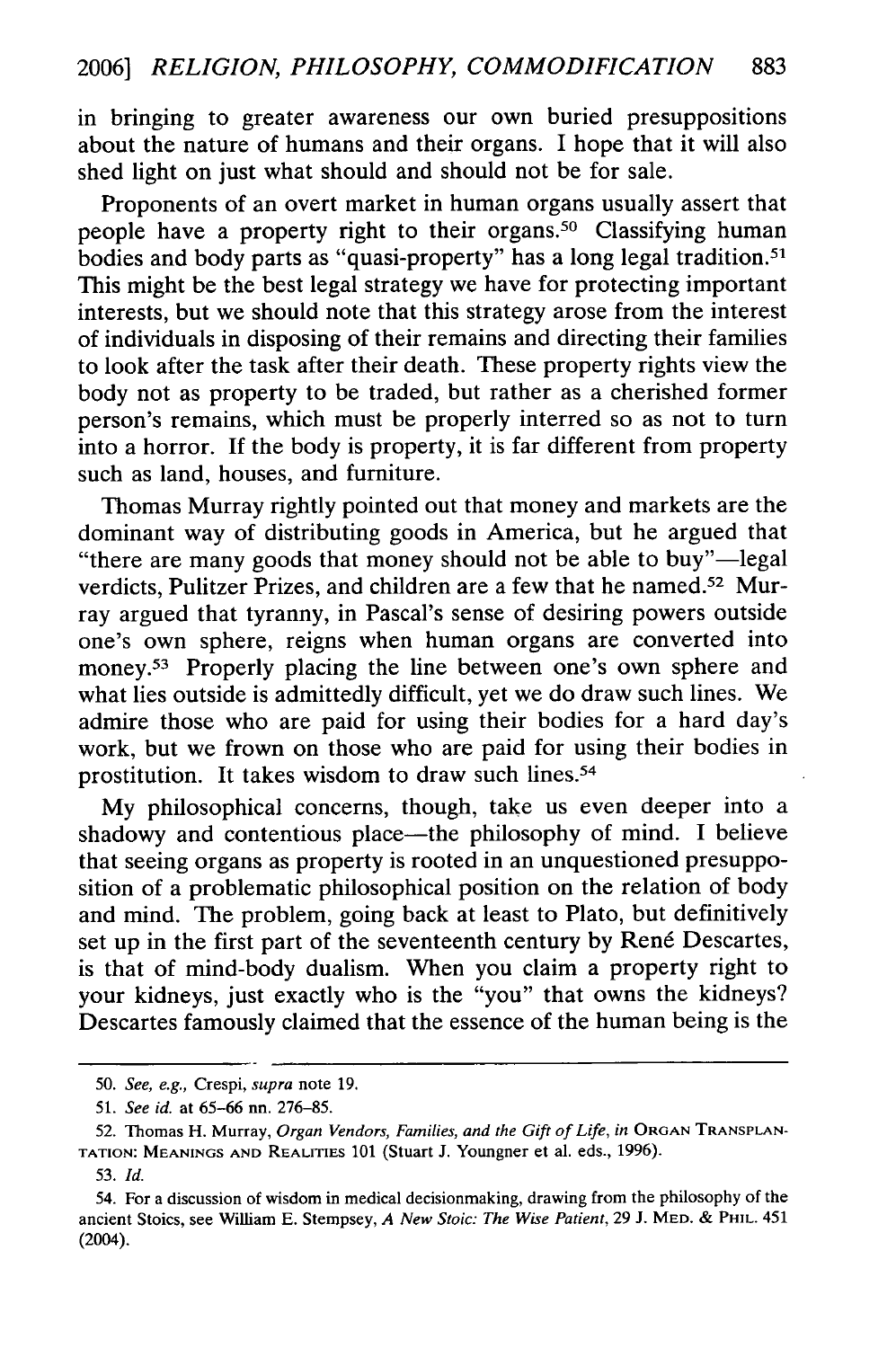in bringing to greater awareness our own buried presuppositions about the nature of humans and their organs. I hope that it will also shed light on just what should and should not be for sale.

Proponents of an overt market in human organs usually assert that people have a property right to their organs.[50] Classifying human bodies and body parts as "quasi-property" has a long legal tradition.[51] This might be the best legal strategy we have for protecting important interests, but we should note that this strategy arose from the interest of individuals in disposing of their remains and directing their families to look after the task after their death. These property rights view the body not as property to be traded, but rather as a cherished former person's remains, which must be properly interred so as not to turn into a horror. If the body is property, it is far different from property such as land, houses, and furniture.

Thomas Murray rightly pointed out that money and markets are the dominant way of distributing goods in America, but he argued that "there are many goods that money should not be able to buy"—legal verdicts, Pulitzer Prizes, and children are a few that he named.[52] Murray argued that tyranny, in Pascal's sense of desiring powers outside one's own sphere, reigns when human organs are converted into money.[53] Properly placing the line between one's own sphere and what lies outside is admittedly difficult, yet we do draw such lines. We admire those who are paid for using their bodies for a hard day's work, but we frown on those who are paid for using their bodies in prostitution. It takes wisdom to draw such lines.[54]

My philosophical concerns, though, take us even deeper into a shadowy and contentious place—the philosophy of mind. I believe that seeing organs as property is rooted in an unquestioned presupposition of a problematic philosophical position on the relation of body and mind. The problem, going back at least to Plato, but definitively set up in the first part of the seventeenth century by René Descartes, is that of mind-body dualism. When you claim a property right to your kidneys, just exactly who is the "you" that owns the kidneys? Descartes famously claimed that the essence of the human being is the

---

50. *See, e.g.*, Crespi, *supra* note 19.

51. *See id.* at 65–66 nn. 276–85.

52. Thomas H. Murray, *Organ Vendors, Families, and the Gift of Life*, *in* ORGAN TRANSPLANTATION: MEANINGS AND REALITIES 101 (Stuart J. Youngner et al. eds., 1996).

53. *Id.*

54. For a discussion of wisdom in medical decisionmaking, drawing from the philosophy of the ancient Stoics, see William E. Stempsey, *A New Stoic: The Wise Patient*, 29 J. MED. & PHIL. 451 (2004).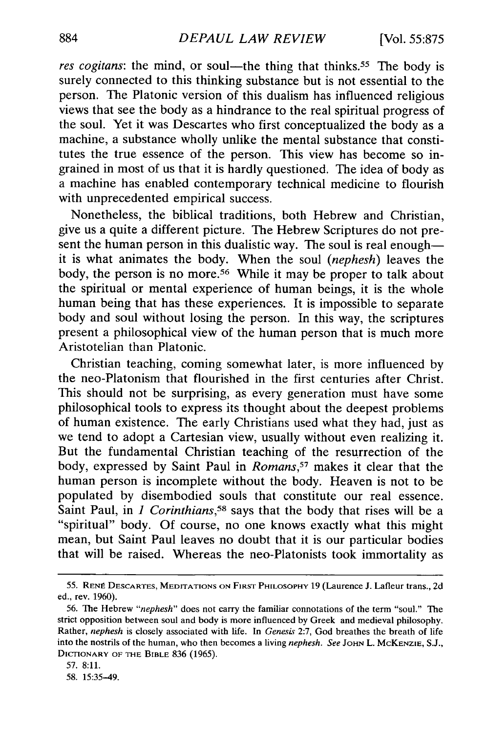*res cogitans*: the mind, or soul—the thing that thinks.[55] The body is surely connected to this thinking substance but is not essential to the person. The Platonic version of this dualism has influenced religious views that see the body as a hindrance to the real spiritual progress of the soul. Yet it was Descartes who first conceptualized the body as a machine, a substance wholly unlike the mental substance that constitutes the true essence of the person. This view has become so ingrained in most of us that it is hardly questioned. The idea of body as a machine has enabled contemporary technical medicine to flourish with unprecedented empirical success.

Nonetheless, the biblical traditions, both Hebrew and Christian, give us a quite a different picture. The Hebrew Scriptures do not present the human person in this dualistic way. The soul is real enough—it is what animates the body. When the soul (*nephesh*) leaves the body, the person is no more.[56] While it may be proper to talk about the spiritual or mental experience of human beings, it is the whole human being that has these experiences. It is impossible to separate body and soul without losing the person. In this way, the scriptures present a philosophical view of the human person that is much more Aristotelian than Platonic.

Christian teaching, coming somewhat later, is more influenced by the neo-Platonism that flourished in the first centuries after Christ. This should not be surprising, as every generation must have some philosophical tools to express its thought about the deepest problems of human existence. The early Christians used what they had, just as we tend to adopt a Cartesian view, usually without even realizing it. But the fundamental Christian teaching of the resurrection of the body, expressed by Saint Paul in *Romans*,[57] makes it clear that the human person is incomplete without the body. Heaven is not to be populated by disembodied souls that constitute our real essence. Saint Paul, in *1 Corinthians*,[58] says that the body that rises will be a "spiritual" body. Of course, no one knows exactly what this might mean, but Saint Paul leaves no doubt that it is our particular bodies that will be raised. Whereas the neo-Platonists took immortality as

---

55. RENÉ DESCARTES, MEDITATIONS ON FIRST PHILOSOPHY 19 (Laurence J. Lafleur trans., 2d ed., rev. 1960).

56. The Hebrew "*nephesh*" does not carry the familiar connotations of the term "soul." The strict opposition between soul and body is more influenced by Greek and medieval philosophy. Rather, *nephesh* is closely associated with life. In *Genesis* 2:7, God breathes the breath of life into the nostrils of the human, who then becomes a living *nephesh*. *See* JOHN L. MCKENZIE, S.J., DICTIONARY OF THE BIBLE 836 (1965).

57. 8:11.

58. 15:35–49.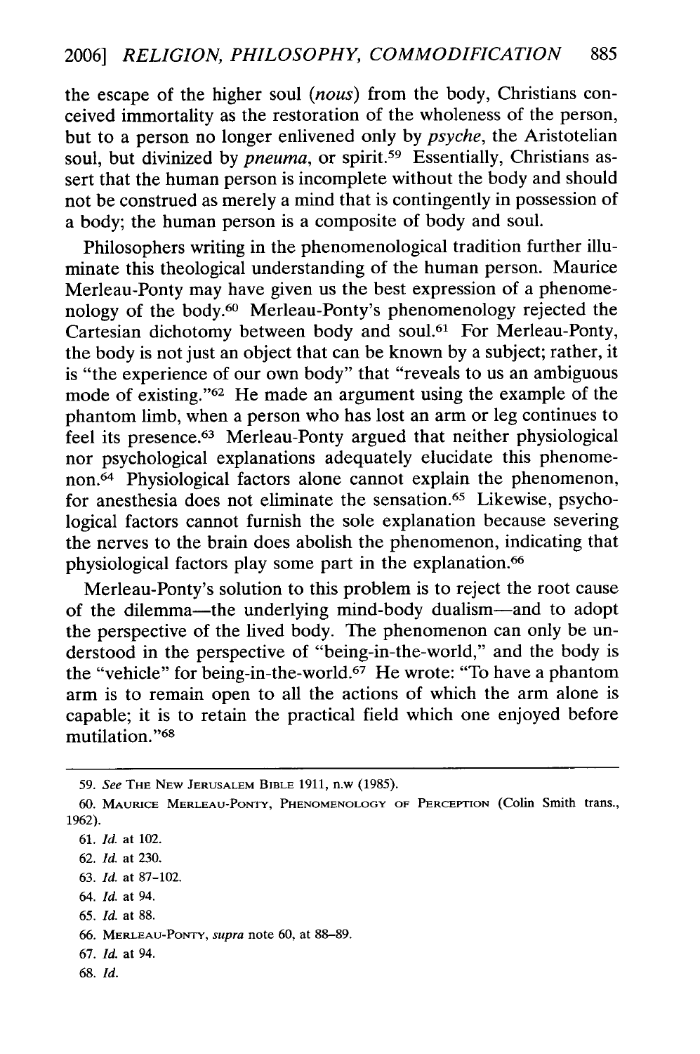the escape of the higher soul (*nous*) from the body, Christians conceived immortality as the restoration of the wholeness of the person, but to a person no longer enlivened only by *psyche*, the Aristotelian soul, but divinized by *pneuma*, or spirit.[59] Essentially, Christians assert that the human person is incomplete without the body and should not be construed as merely a mind that is contingently in possession of a body; the human person is a composite of body and soul.

Philosophers writing in the phenomenological tradition further illuminate this theological understanding of the human person. Maurice Merleau-Ponty may have given us the best expression of a phenomenology of the body.[60] Merleau-Ponty's phenomenology rejected the Cartesian dichotomy between body and soul.[61] For Merleau-Ponty, the body is not just an object that can be known by a subject; rather, it is "the experience of our own body" that "reveals to us an ambiguous mode of existing."[62] He made an argument using the example of the phantom limb, when a person who has lost an arm or leg continues to feel its presence.[63] Merleau-Ponty argued that neither physiological nor psychological explanations adequately elucidate this phenomenon.[64] Physiological factors alone cannot explain the phenomenon, for anesthesia does not eliminate the sensation.[65] Likewise, psychological factors cannot furnish the sole explanation because severing the nerves to the brain does abolish the phenomenon, indicating that physiological factors play some part in the explanation.[66]

Merleau-Ponty's solution to this problem is to reject the root cause of the dilemma—the underlying mind-body dualism—and to adopt the perspective of the lived body. The phenomenon can only be understood in the perspective of "being-in-the-world," and the body is the "vehicle" for being-in-the-world.[67] He wrote: "To have a phantom arm is to remain open to all the actions of which the arm alone is capable; it is to retain the practical field which one enjoyed before mutilation."[68]

---

59. *See* THE NEW JERUSALEM BIBLE 1911, n.w (1985).

60. MAURICE MERLEAU-PONTY, PHENOMENOLOGY OF PERCEPTION (Colin Smith trans., 1962).

61. *Id.* at 102.

62. *Id.* at 230.

63. *Id.* at 87–102.

64. *Id.* at 94.

65. *Id.* at 88.

66. MERLEAU-PONTY, *supra* note 60, at 88–89.

67. *Id.* at 94.

68. *Id.*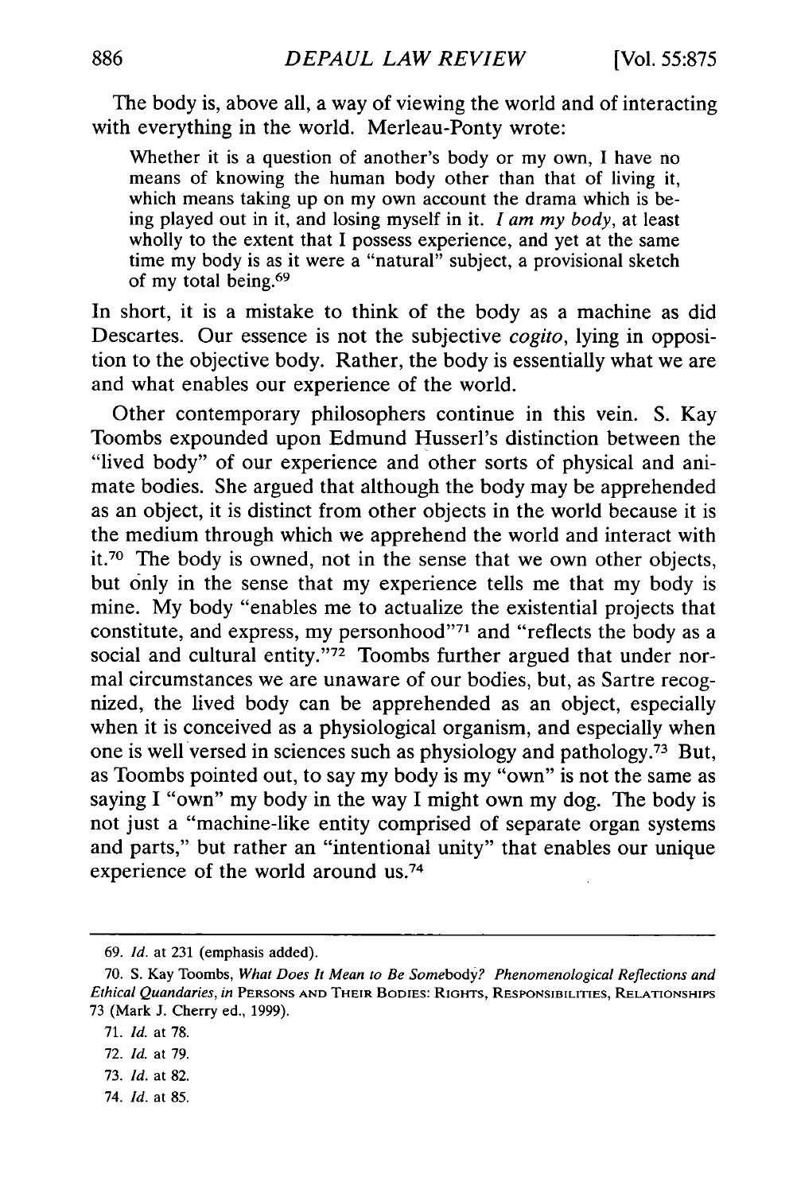The body is, above all, a way of viewing the world and of interacting with everything in the world. Merleau-Ponty wrote:

> Whether it is a question of another's body or my own, I have no means of knowing the human body other than that of living it, which means taking up on my own account the drama which is being played out in it, and losing myself in it. *I am my body*, at least wholly to the extent that I possess experience, and yet at the same time my body is as it were a "natural" subject, a provisional sketch of my total being.[69]

In short, it is a mistake to think of the body as a machine as did Descartes. Our essence is not the subjective *cogito*, lying in opposition to the objective body. Rather, the body is essentially what we are and what enables our experience of the world.

Other contemporary philosophers continue in this vein. S. Kay Toombs expounded upon Edmund Husserl's distinction between the "lived body" of our experience and other sorts of physical and animate bodies. She argued that although the body may be apprehended as an object, it is distinct from other objects in the world because it is the medium through which we apprehend the world and interact with it.[70] The body is owned, not in the sense that we own other objects, but only in the sense that my experience tells me that my body is mine. My body "enables me to actualize the existential projects that constitute, and express, my personhood"[71] and "reflects the body as a social and cultural entity."[72] Toombs further argued that under normal circumstances we are unaware of our bodies, but, as Sartre recognized, the lived body can be apprehended as an object, especially when it is conceived as a physiological organism, and especially when one is well versed in sciences such as physiology and pathology.[73] But, as Toombs pointed out, to say my body is my "own" is not the same as saying I "own" my body in the way I might own my dog. The body is not just a "machine-like entity comprised of separate organ systems and parts," but rather an "intentional unity" that enables our unique experience of the world around us.[74]

---

69. *Id.* at 231 (emphasis added).

70. S. Kay Toombs, *What Does It Mean to Be Some*body*? Phenomenological Reflections and Ethical Quandaries*, *in* PERSONS AND THEIR BODIES: RIGHTS, RESPONSIBILITIES, RELATIONSHIPS 73 (Mark J. Cherry ed., 1999).

71. *Id.* at 78.

72. *Id.* at 79.

73. *Id.* at 82.

74. *Id.* at 85.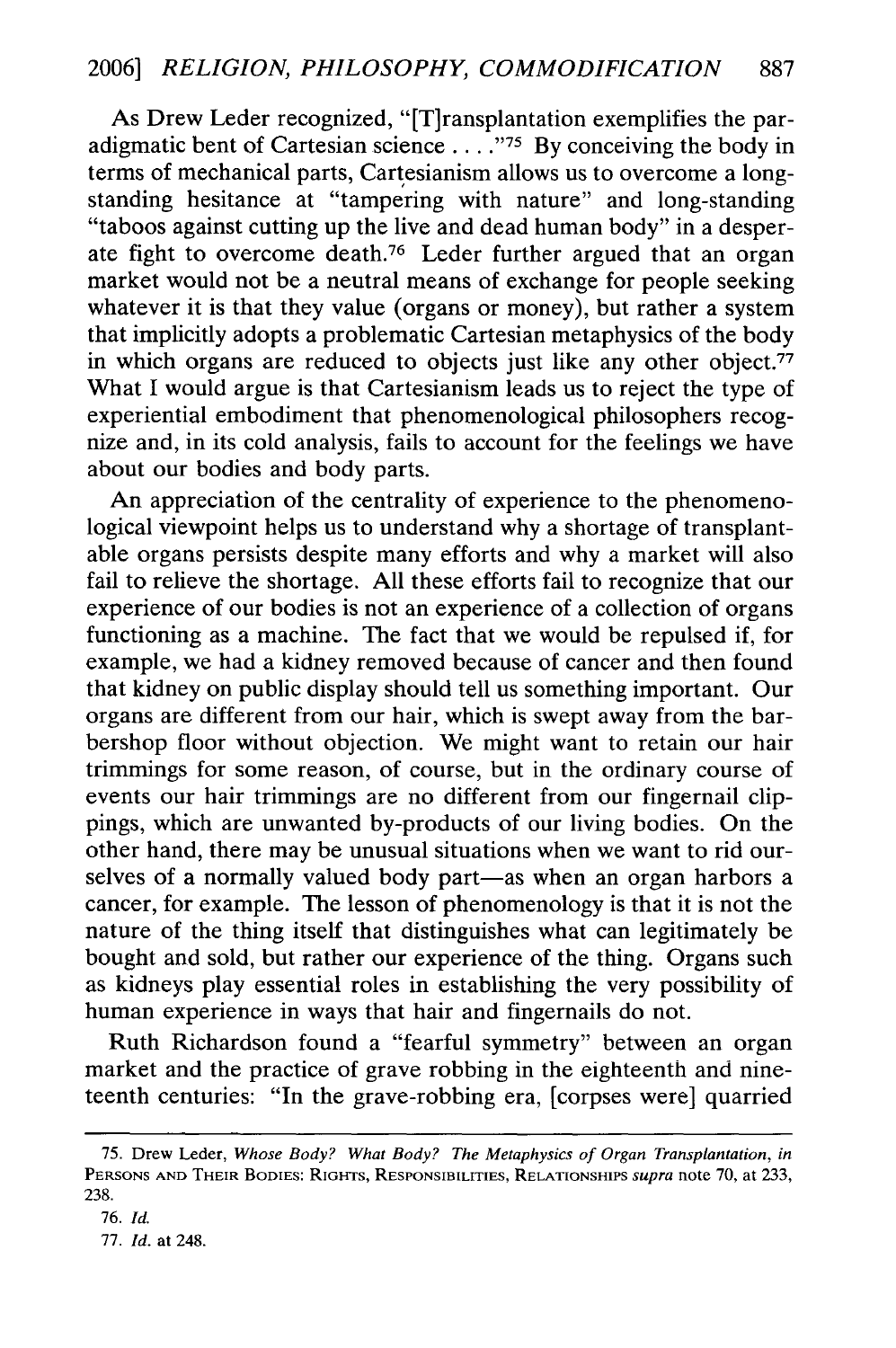As Drew Leder recognized, "[T]ransplantation exemplifies the paradigmatic bent of Cartesian science . . . ."[75] By conceiving the body in terms of mechanical parts, Cartesianism allows us to overcome a long-standing hesitance at "tampering with nature" and long-standing "taboos against cutting up the live and dead human body" in a desperate fight to overcome death.[76] Leder further argued that an organ market would not be a neutral means of exchange for people seeking whatever it is that they value (organs or money), but rather a system that implicitly adopts a problematic Cartesian metaphysics of the body in which organs are reduced to objects just like any other object.[77] What I would argue is that Cartesianism leads us to reject the type of experiential embodiment that phenomenological philosophers recognize and, in its cold analysis, fails to account for the feelings we have about our bodies and body parts.

An appreciation of the centrality of experience to the phenomenological viewpoint helps us to understand why a shortage of transplantable organs persists despite many efforts and why a market will also fail to relieve the shortage. All these efforts fail to recognize that our experience of our bodies is not an experience of a collection of organs functioning as a machine. The fact that we would be repulsed if, for example, we had a kidney removed because of cancer and then found that kidney on public display should tell us something important. Our organs are different from our hair, which is swept away from the barbershop floor without objection. We might want to retain our hair trimmings for some reason, of course, but in the ordinary course of events our hair trimmings are no different from our fingernail clippings, which are unwanted by-products of our living bodies. On the other hand, there may be unusual situations when we want to rid ourselves of a normally valued body part—as when an organ harbors a cancer, for example. The lesson of phenomenology is that it is not the nature of the thing itself that distinguishes what can legitimately be bought and sold, but rather our experience of the thing. Organs such as kidneys play essential roles in establishing the very possibility of human experience in ways that hair and fingernails do not.

Ruth Richardson found a "fearful symmetry" between an organ market and the practice of grave robbing in the eighteenth and nineteenth centuries: "In the grave-robbing era, [corpses were] quarried

---

75. Drew Leder, *Whose Body? What Body? The Metaphysics of Organ Transplantation*, *in* PERSONS AND THEIR BODIES: RIGHTS, RESPONSIBILITIES, RELATIONSHIPS *supra* note 70, at 233, 238.

76. *Id.*

77. *Id.* at 248.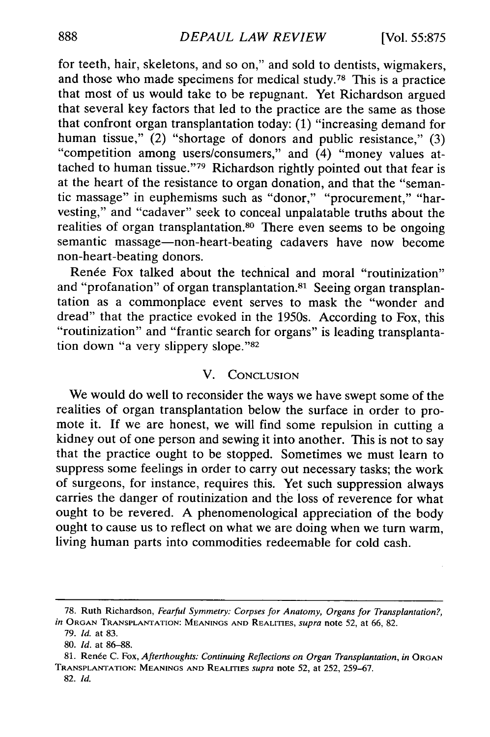for teeth, hair, skeletons, and so on," and sold to dentists, wigmakers, and those who made specimens for medical study.[78] This is a practice that most of us would take to be repugnant. Yet Richardson argued that several key factors that led to the practice are the same as those that confront organ transplantation today: (1) "increasing demand for human tissue," (2) "shortage of donors and public resistance," (3) "competition among users/consumers," and (4) "money values attached to human tissue."[79] Richardson rightly pointed out that fear is at the heart of the resistance to organ donation, and that the "semantic massage" in euphemisms such as "donor," "procurement," "harvesting," and "cadaver" seek to conceal unpalatable truths about the realities of organ transplantation.[80] There even seems to be ongoing semantic massage—non-heart-beating cadavers have now become non-heart-beating donors.

Renée Fox talked about the technical and moral "routinization" and "profanation" of organ transplantation.[81] Seeing organ transplantation as a commonplace event serves to mask the "wonder and dread" that the practice evoked in the 1950s. According to Fox, this "routinization" and "frantic search for organs" is leading transplantation down "a very slippery slope."[82]

## V. Conclusion

We would do well to reconsider the ways we have swept some of the realities of organ transplantation below the surface in order to promote it. If we are honest, we will find some repulsion in cutting a kidney out of one person and sewing it into another. This is not to say that the practice ought to be stopped. Sometimes we must learn to suppress some feelings in order to carry out necessary tasks; the work of surgeons, for instance, requires this. Yet such suppression always carries the danger of routinization and the loss of reverence for what ought to be revered. A phenomenological appreciation of the body ought to cause us to reflect on what we are doing when we turn warm, living human parts into commodities redeemable for cold cash.

---

78. Ruth Richardson, *Fearful Symmetry: Corpses for Anatomy, Organs for Transplantation?*, *in* Organ Transplantation: Meanings and Realities, *supra* note 52, at 66, 82.

79. *Id.* at 83.

80. *Id.* at 86–88.

81. Renée C. Fox, *Afterthoughts: Continuing Reflections on Organ Transplantation*, *in* Organ Transplantation: Meanings and Realities *supra* note 52, at 252, 259–67.

82. *Id.*